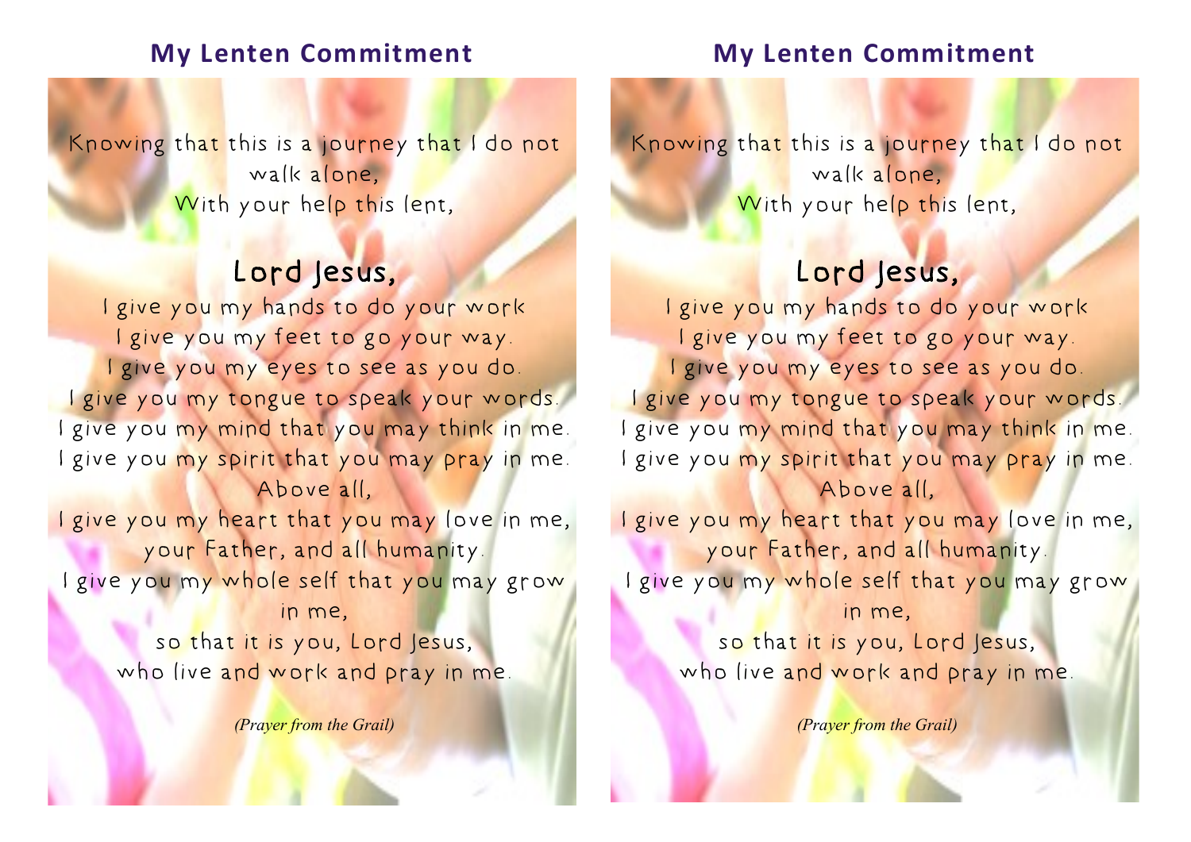## My Lenten Commitment

Knowing that this is a journey that I do not walk alone,
With your help this lent,

### Lord Jesus,

I give you my hands to do your work
I give you my feet to go your way.
I give you my eyes to see as you do.
I give you my tongue to speak your words.
I give you my mind that you may think in me.
I give you my spirit that you may pray in me.
Above all,
I give you my heart that you may love in me,
your Father, and all humanity.
I give you my whole self that you may grow in me,
so that it is you, Lord Jesus,
who live and work and pray in me.

*(Prayer from the Grail)*

## My Lenten Commitment

Knowing that this is a journey that I do not walk alone,
With your help this lent,

### Lord Jesus,

I give you my hands to do your work
I give you my feet to go your way.
I give you my eyes to see as you do.
I give you my tongue to speak your words.
I give you my mind that you may think in me.
I give you my spirit that you may pray in me.
Above all,
I give you my heart that you may love in me,
your Father, and all humanity.
I give you my whole self that you may grow in me,
so that it is you, Lord Jesus,
who live and work and pray in me.

*(Prayer from the Grail)*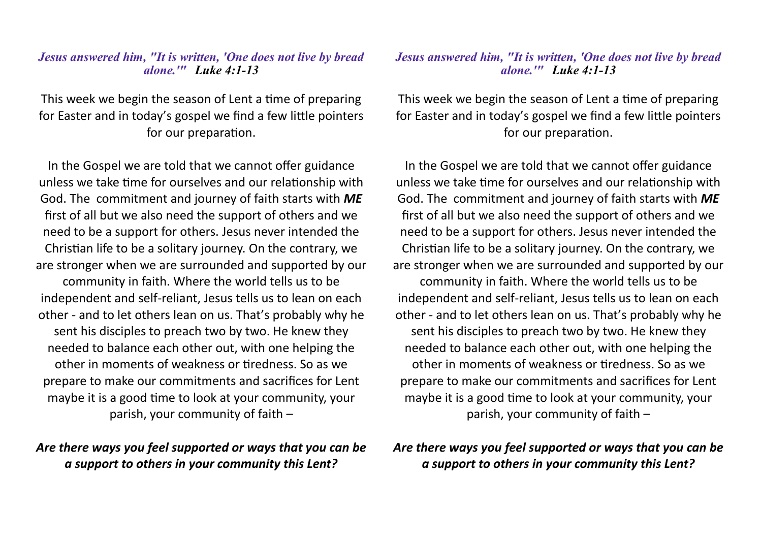***Jesus answered him, "It is written, 'One does not live by bread alone.'" Luke 4:1-13***

This week we begin the season of Lent a time of preparing for Easter and in today's gospel we find a few little pointers for our preparation.

In the Gospel we are told that we cannot offer guidance unless we take time for ourselves and our relationship with God. The commitment and journey of faith starts with ***ME*** first of all but we also need the support of others and we need to be a support for others. Jesus never intended the Christian life to be a solitary journey. On the contrary, we are stronger when we are surrounded and supported by our community in faith. Where the world tells us to be independent and self-reliant, Jesus tells us to lean on each other - and to let others lean on us. That's probably why he sent his disciples to preach two by two. He knew they needed to balance each other out, with one helping the other in moments of weakness or tiredness. So as we prepare to make our commitments and sacrifices for Lent maybe it is a good time to look at your community, your parish, your community of faith –

***Are there ways you feel supported or ways that you can be a support to others in your community this Lent?***

***Jesus answered him, "It is written, 'One does not live by bread alone.'" Luke 4:1-13***

This week we begin the season of Lent a time of preparing for Easter and in today's gospel we find a few little pointers for our preparation.

In the Gospel we are told that we cannot offer guidance unless we take time for ourselves and our relationship with God. The commitment and journey of faith starts with ***ME*** first of all but we also need the support of others and we need to be a support for others. Jesus never intended the Christian life to be a solitary journey. On the contrary, we are stronger when we are surrounded and supported by our community in faith. Where the world tells us to be independent and self-reliant, Jesus tells us to lean on each other - and to let others lean on us. That's probably why he sent his disciples to preach two by two. He knew they needed to balance each other out, with one helping the other in moments of weakness or tiredness. So as we prepare to make our commitments and sacrifices for Lent maybe it is a good time to look at your community, your parish, your community of faith –

***Are there ways you feel supported or ways that you can be a support to others in your community this Lent?***